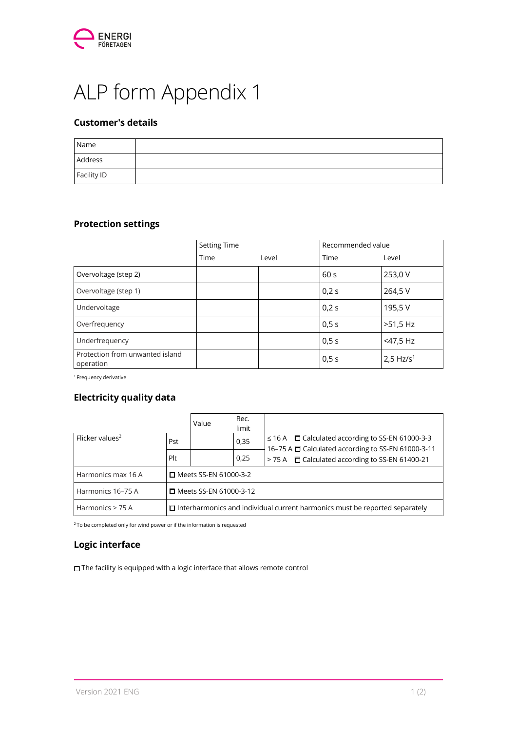# ALP form Appendix 1

## Customer's details

| Name | |
|---|---|
| Address | |
| Facility ID | |

## Protection settings

| | Setting Time | | Recommended value | |
|---|---|---|---|---|
| | Time | Level | Time | Level |
| Overvoltage (step 2) | | | 60 s | 253,0 V |
| Overvoltage (step 1) | | | 0,2 s | 264,5 V |
| Undervoltage | | | 0,2 s | 195,5 V |
| Overfrequency | | | 0,5 s | >51,5 Hz |
| Underfrequency | | | 0,5 s | <47,5 Hz |
| Protection from unwanted island operation | | | 0,5 s | 2,5 Hz/s[1] |

[1] Frequency derivative

## Electricity quality data

| | | Value | Rec. limit | |
|---|---|---|---|---|
| Flicker values[2] | Pst | | 0,35 | ≤ 16 A ☐ Calculated according to SS-EN 61000-3-3<br>16–75 A ☐ Calculated according to SS-EN 61000-3-11<br>> 75 A ☐ Calculated according to SS-EN 61400-21 |
| | Plt | | 0,25 | |
| Harmonics max 16 A | ☐ Meets SS-EN 61000-3-2 | | | |
| Harmonics 16–75 A | ☐ Meets SS-EN 61000-3-12 | | | |
| Harmonics > 75 A | ☐ Interharmonics and individual current harmonics must be reported separately | | | |

[2] To be completed only for wind power or if the information is requested

## Logic interface

☐ The facility is equipped with a logic interface that allows remote control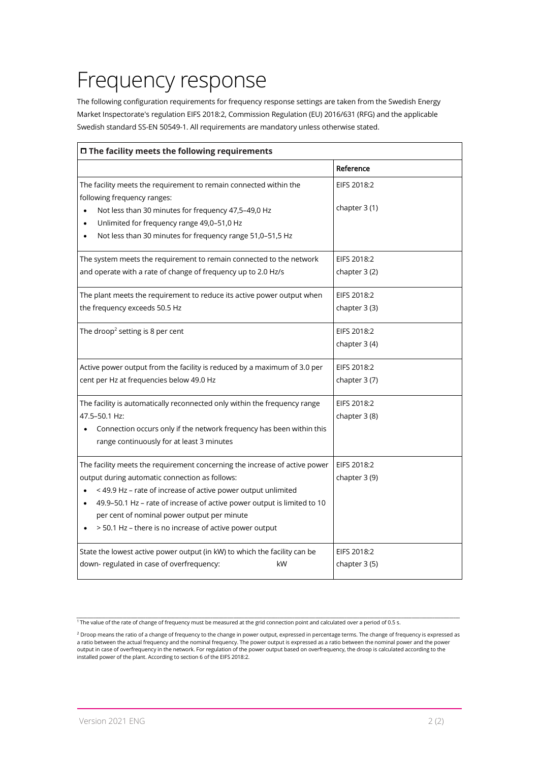# Frequency response

The following configuration requirements for frequency response settings are taken from the Swedish Energy Market Inspectorate's regulation EIFS 2018:2, Commission Regulation (EU) 2016/631 (RFG) and the applicable Swedish standard SS-EN 50549-1. All requirements are mandatory unless otherwise stated.

| ☐ **The facility meets the following requirements** | |
|---|---|
| | Reference |
| The facility meets the requirement to remain connected within the following frequency ranges:<br>• Not less than 30 minutes for frequency 47,5–49,0 Hz<br>• Unlimited for frequency range 49,0–51,0 Hz<br>• Not less than 30 minutes for frequency range 51,0–51,5 Hz | EIFS 2018:2<br>chapter 3 (1) |
| The system meets the requirement to remain connected to the network and operate with a rate of change of frequency up to 2.0 Hz/s | EIFS 2018:2<br>chapter 3 (2) |
| The plant meets the requirement to reduce its active power output when the frequency exceeds 50.5 Hz | EIFS 2018:2<br>chapter 3 (3) |
| The droop[2] setting is 8 per cent | EIFS 2018:2<br>chapter 3 (4) |
| Active power output from the facility is reduced by a maximum of 3.0 per cent per Hz at frequencies below 49.0 Hz | EIFS 2018:2<br>chapter 3 (7) |
| The facility is automatically reconnected only within the frequency range 47.5–50.1 Hz:<br>• Connection occurs only if the network frequency has been within this range continuously for at least 3 minutes | EIFS 2018:2<br>chapter 3 (8) |
| The facility meets the requirement concerning the increase of active power output during automatic connection as follows:<br>• < 49.9 Hz – rate of increase of active power output unlimited<br>• 49.9–50.1 Hz – rate of increase of active power output is limited to 10 per cent of nominal power output per minute<br>• > 50.1 Hz – there is no increase of active power output | EIFS 2018:2<br>chapter 3 (9) |
| State the lowest active power output (in kW) to which the facility can be down- regulated in case of overfrequency: kW | EIFS 2018:2<br>chapter 3 (5) |

[1] The value of the rate of change of frequency must be measured at the grid connection point and calculated over a period of 0.5 s.

[2] Droop means the ratio of a change of frequency to the change in power output, expressed in percentage terms. The change of frequency is expressed as a ratio between the actual frequency and the nominal frequency. The power output is expressed as a ratio between the nominal power and the power output in case of overfrequency in the network. For regulation of the power output based on overfrequency, the droop is calculated according to the installed power of the plant. According to section 6 of the EIFS 2018:2.

Version 2021 ENG